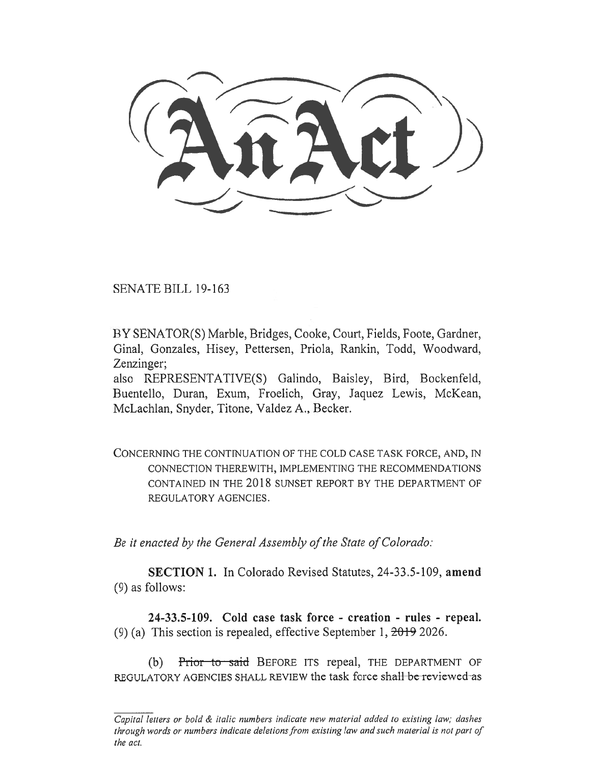# An Act

SENATE BILL 19-163

BY SENATOR(S) Marble, Bridges, Cooke, Court, Fields, Foote, Gardner, Ginal, Gonzales, Hisey, Pettersen, Priola, Rankin, Todd, Woodward, Zenzinger;

also REPRESENTATIVE(S) Galindo, Baisley, Bird, Bockenfeld, Buentello, Duran, Exum, Froelich, Gray, Jaquez Lewis, McKean, McLachlan, Snyder, Titone, Valdez A., Becker.

CONCERNING THE CONTINUATION OF THE COLD CASE TASK FORCE, AND, IN CONNECTION THEREWITH, IMPLEMENTING THE RECOMMENDATIONS CONTAINED IN THE 2018 SUNSET REPORT BY THE DEPARTMENT OF REGULATORY AGENCIES.

*Be it enacted by the General Assembly of the State of Colorado:*

**SECTION 1.** In Colorado Revised Statutes, 24-33.5-109, **amend** (9) as follows:

**24-33.5-109. Cold case task force - creation - rules - repeal.** (9) (a) This section is repealed, effective September 1, ~~2019~~ 2026.

(b) ~~Prior to said~~ BEFORE ITS repeal, THE DEPARTMENT OF REGULATORY AGENCIES SHALL REVIEW the task force ~~shall be reviewed as~~

---

*Capital letters or bold & italic numbers indicate new material added to existing law; dashes through words or numbers indicate deletions from existing law and such material is not part of the act.*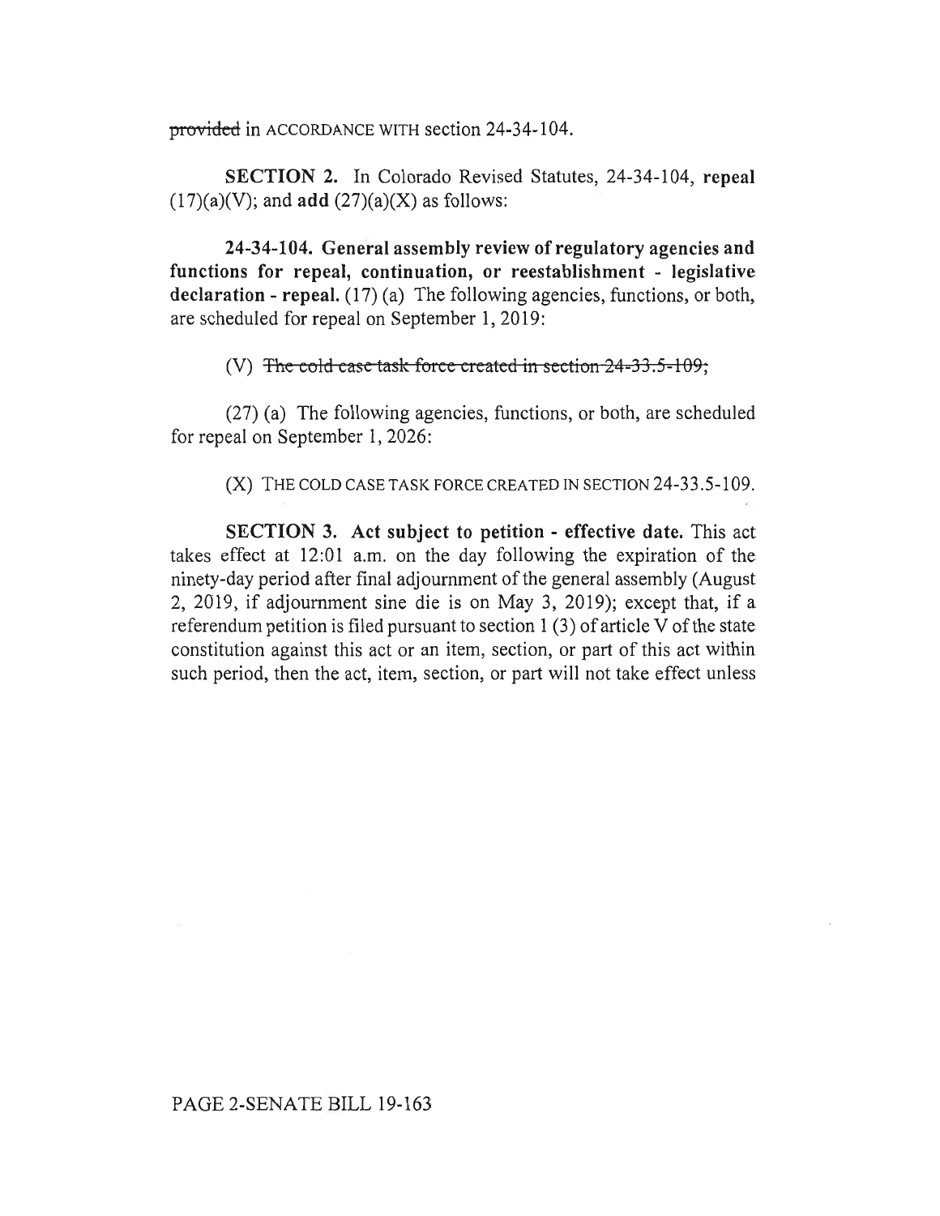~~provided~~ in ACCORDANCE WITH section 24-34-104.

**SECTION 2.** In Colorado Revised Statutes, 24-34-104, **repeal** (17)(a)(V); and **add** (27)(a)(X) as follows:

**24-34-104. General assembly review of regulatory agencies and functions for repeal, continuation, or reestablishment - legislative declaration - repeal.** (17) (a) The following agencies, functions, or both, are scheduled for repeal on September 1, 2019:

(V) ~~The cold case task force created in section 24-33.5-109;~~

(27) (a) The following agencies, functions, or both, are scheduled for repeal on September 1, 2026:

(X) THE COLD CASE TASK FORCE CREATED IN SECTION 24-33.5-109.

**SECTION 3. Act subject to petition - effective date.** This act takes effect at 12:01 a.m. on the day following the expiration of the ninety-day period after final adjournment of the general assembly (August 2, 2019, if adjournment sine die is on May 3, 2019); except that, if a referendum petition is filed pursuant to section 1 (3) of article V of the state constitution against this act or an item, section, or part of this act within such period, then the act, item, section, or part will not take effect unless

PAGE 2-SENATE BILL 19-163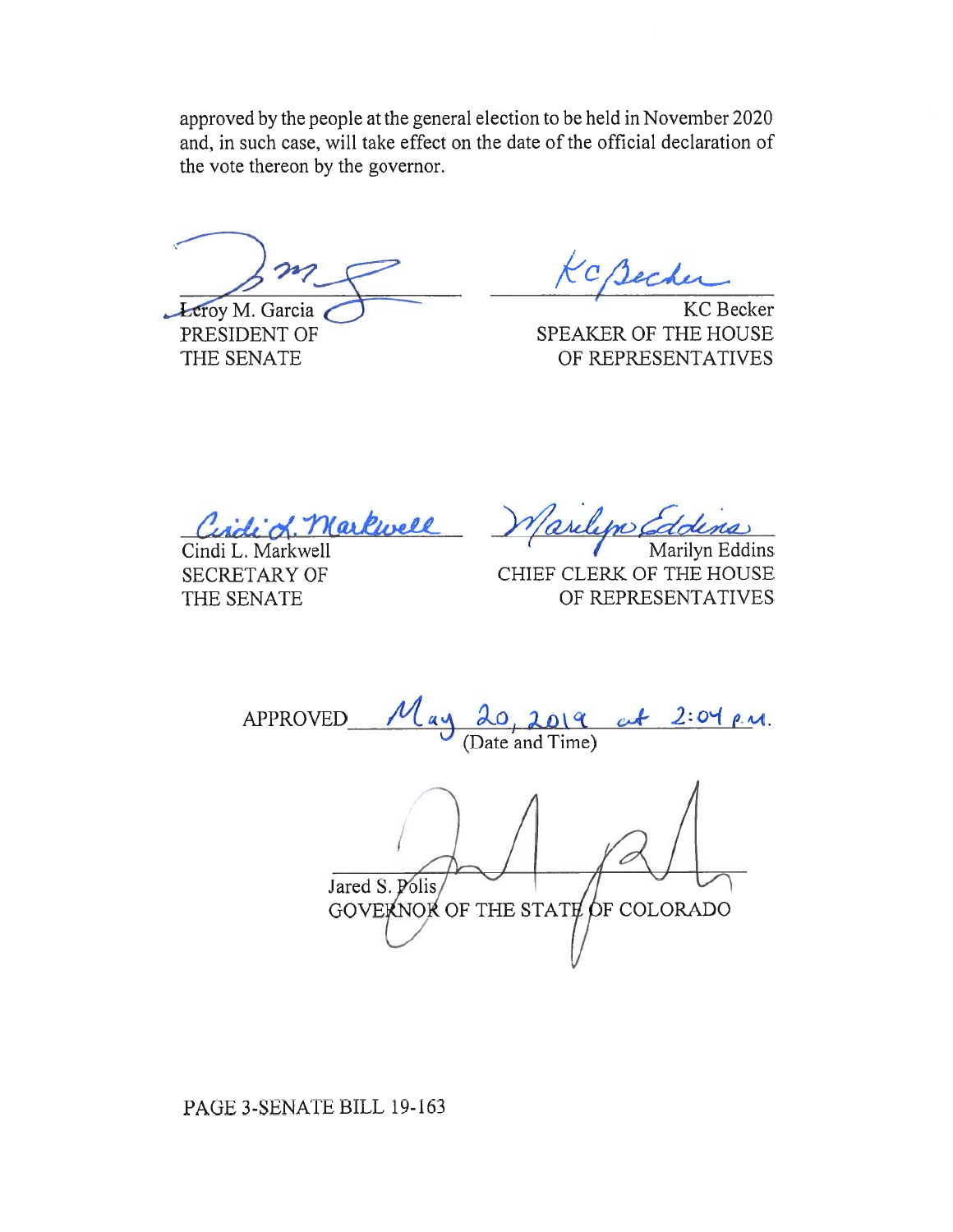approved by the people at the general election to be held in November 2020 and, in such case, will take effect on the date of the official declaration of the vote thereon by the governor.

Leroy M. Garcia
PRESIDENT OF
THE SENATE

KC Becker
SPEAKER OF THE HOUSE
OF REPRESENTATIVES

Cindi L. Markwell
SECRETARY OF
THE SENATE

Marilyn Eddins
CHIEF CLERK OF THE HOUSE
OF REPRESENTATIVES

APPROVED May 20, 2019 at 2:04 p.m.
(Date and Time)

Jared S. Polis
GOVERNOR OF THE STATE OF COLORADO

PAGE 3-SENATE BILL 19-163